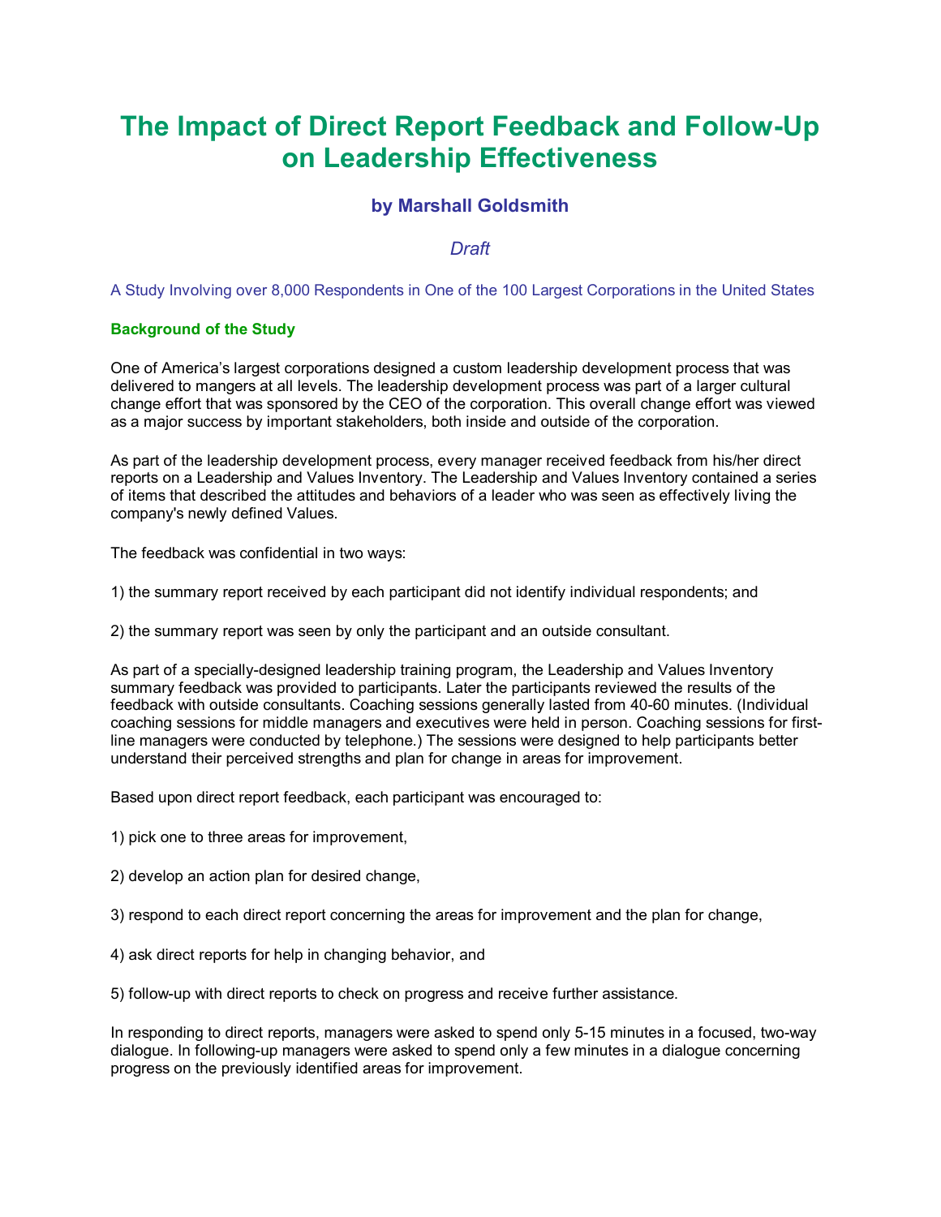# The Impact of Direct Report Feedback and Follow-Up on Leadership Effectiveness

### by Marshall Goldsmith

*Draft*

A Study Involving over 8,000 Respondents in One of the 100 Largest Corporations in the United States

## Background of the Study

One of America's largest corporations designed a custom leadership development process that was delivered to mangers at all levels. The leadership development process was part of a larger cultural change effort that was sponsored by the CEO of the corporation. This overall change effort was viewed as a major success by important stakeholders, both inside and outside of the corporation.

As part of the leadership development process, every manager received feedback from his/her direct reports on a Leadership and Values Inventory. The Leadership and Values Inventory contained a series of items that described the attitudes and behaviors of a leader who was seen as effectively living the company's newly defined Values.

The feedback was confidential in two ways:

1) the summary report received by each participant did not identify individual respondents; and

2) the summary report was seen by only the participant and an outside consultant.

As part of a specially-designed leadership training program, the Leadership and Values Inventory summary feedback was provided to participants. Later the participants reviewed the results of the feedback with outside consultants. Coaching sessions generally lasted from 40-60 minutes. (Individual coaching sessions for middle managers and executives were held in person. Coaching sessions for first-line managers were conducted by telephone.) The sessions were designed to help participants better understand their perceived strengths and plan for change in areas for improvement.

Based upon direct report feedback, each participant was encouraged to:

1) pick one to three areas for improvement,

2) develop an action plan for desired change,

3) respond to each direct report concerning the areas for improvement and the plan for change,

4) ask direct reports for help in changing behavior, and

5) follow-up with direct reports to check on progress and receive further assistance.

In responding to direct reports, managers were asked to spend only 5-15 minutes in a focused, two-way dialogue. In following-up managers were asked to spend only a few minutes in a dialogue concerning progress on the previously identified areas for improvement.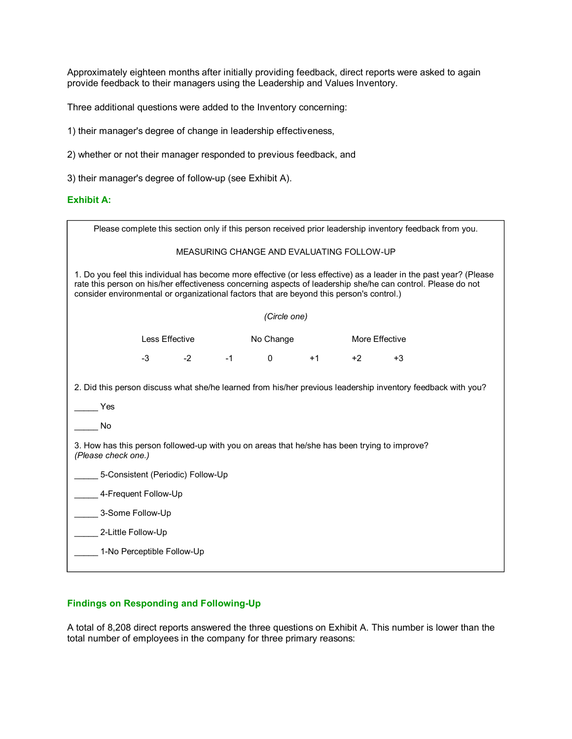Approximately eighteen months after initially providing feedback, direct reports were asked to again provide feedback to their managers using the Leadership and Values Inventory.

Three additional questions were added to the Inventory concerning:

1) their manager's degree of change in leadership effectiveness,

2) whether or not their manager responded to previous feedback, and

3) their manager's degree of follow-up (see Exhibit A).

### Exhibit A:

> Please complete this section only if this person received prior leadership inventory feedback from you.
>
> MEASURING CHANGE AND EVALUATING FOLLOW-UP
>
> 1. Do you feel this individual has become more effective (or less effective) as a leader in the past year? (Please rate this person on his/her effectiveness concerning aspects of leadership she/he can control. Please do not consider environmental or organizational factors that are beyond this person's control.)
>
> *(Circle one)*
>
> | Less Effective | | | No Change | | More Effective | |
> |---|---|---|---|---|---|---|
> | -3 | -2 | -1 | 0 | +1 | +2 | +3 |
>
> 2. Did this person discuss what she/he learned from his/her previous leadership inventory feedback with you?
>
> _____ Yes
>
> _____ No
>
> 3. How has this person followed-up with you on areas that he/she has been trying to improve? *(Please check one.)*
>
> _____ 5-Consistent (Periodic) Follow-Up
>
> _____ 4-Frequent Follow-Up
>
> _____ 3-Some Follow-Up
>
> _____ 2-Little Follow-Up
>
> _____ 1-No Perceptible Follow-Up

### Findings on Responding and Following-Up

A total of 8,208 direct reports answered the three questions on Exhibit A. This number is lower than the total number of employees in the company for three primary reasons: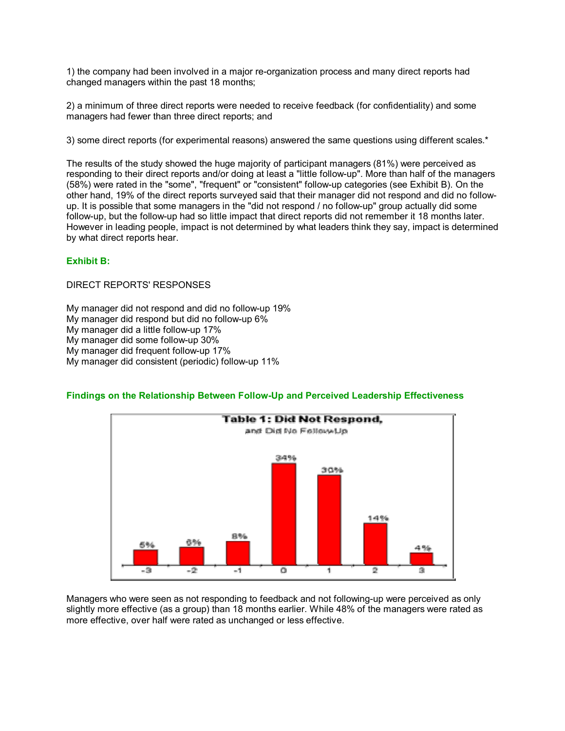1) the company had been involved in a major re-organization process and many direct reports had changed managers within the past 18 months;

2) a minimum of three direct reports were needed to receive feedback (for confidentiality) and some managers had fewer than three direct reports; and

3) some direct reports (for experimental reasons) answered the same questions using different scales.*

The results of the study showed the huge majority of participant managers (81%) were perceived as responding to their direct reports and/or doing at least a "little follow-up". More than half of the managers (58%) were rated in the "some", "frequent" or "consistent" follow-up categories (see Exhibit B). On the other hand, 19% of the direct reports surveyed said that their manager did not respond and did no follow-up. It is possible that some managers in the "did not respond / no follow-up" group actually did some follow-up, but the follow-up had so little impact that direct reports did not remember it 18 months later. However in leading people, impact is not determined by what leaders think they say, impact is determined by what direct reports hear.

### Exhibit B:

DIRECT REPORTS' RESPONSES

My manager did not respond and did no follow-up 19%
My manager did respond but did no follow-up 6%
My manager did a little follow-up 17%
My manager did some follow-up 30%
My manager did frequent follow-up 17%
My manager did consistent (periodic) follow-up 11%

### Findings on the Relationship Between Follow-Up and Perceived Leadership Effectiveness

**Table 1: Did Not Respond, and Did No Follow-Up**

| -3 | -2 | -1 | 0 | 1 | 2 | 3 |
|---|---|---|---|---|---|---|
| 5% | 6% | 8% | 34% | 30% | 14% | 4% |

Managers who were seen as not responding to feedback and not following-up were perceived as only slightly more effective (as a group) than 18 months earlier. While 48% of the managers were rated as more effective, over half were rated as unchanged or less effective.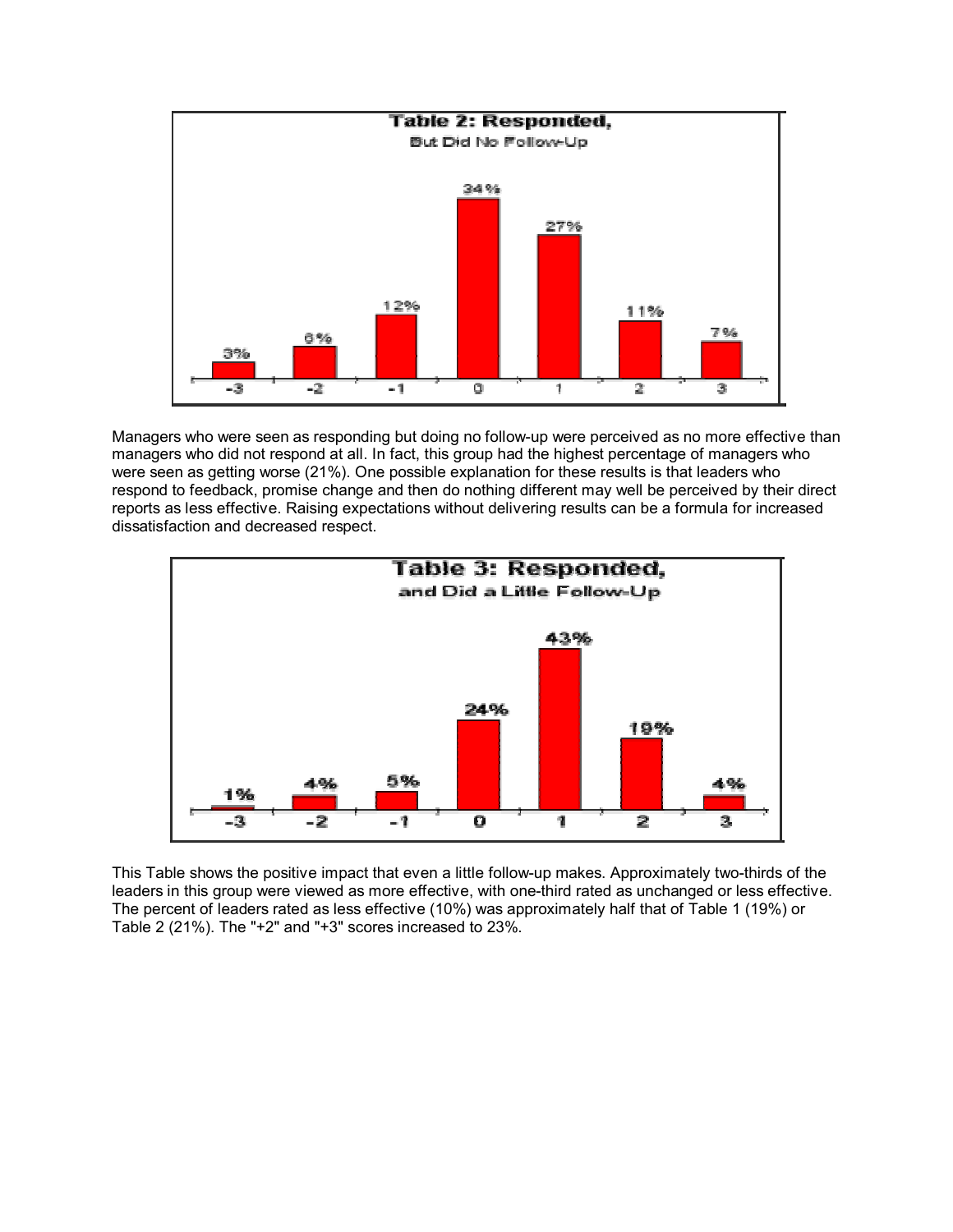**Table 2: Responded,**
But Did No Follow-Up

| -3 | -2 | -1 | 0 | 1 | 2 | 3 |
|---|---|---|---|---|---|---|
| 3% | 6% | 12% | 34% | 27% | 11% | 7% |

Managers who were seen as responding but doing no follow-up were perceived as no more effective than managers who did not respond at all. In fact, this group had the highest percentage of managers who were seen as getting worse (21%). One possible explanation for these results is that leaders who respond to feedback, promise change and then do nothing different may well be perceived by their direct reports as less effective. Raising expectations without delivering results can be a formula for increased dissatisfaction and decreased respect.

**Table 3: Responded,**
and Did a Little Follow-Up

| -3 | -2 | -1 | 0 | 1 | 2 | 3 |
|---|---|---|---|---|---|---|
| 1% | 4% | 5% | 24% | 43% | 19% | 4% |

This Table shows the positive impact that even a little follow-up makes. Approximately two-thirds of the leaders in this group were viewed as more effective, with one-third rated as unchanged or less effective. The percent of leaders rated as less effective (10%) was approximately half that of Table 1 (19%) or Table 2 (21%). The "+2" and "+3" scores increased to 23%.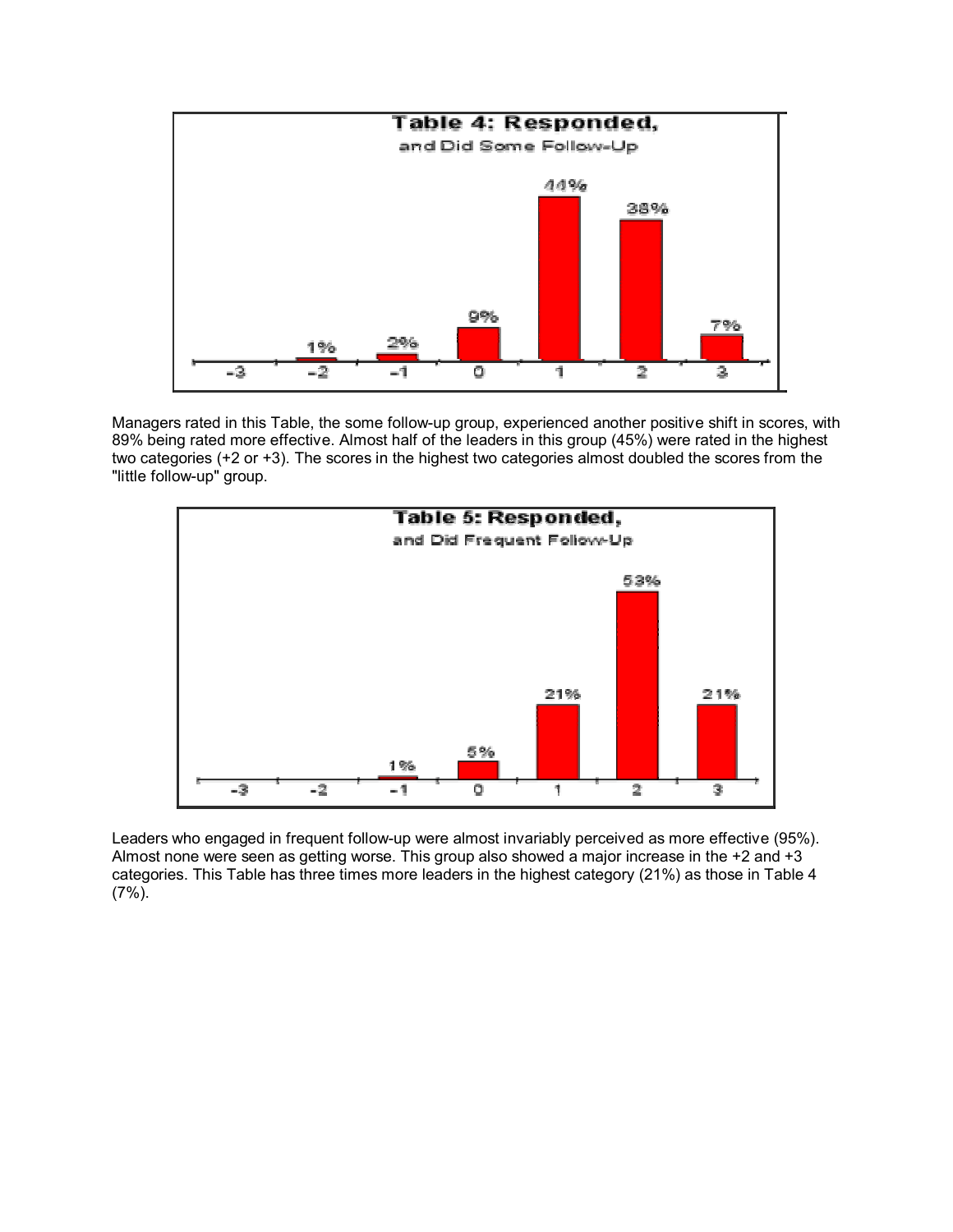**Table 4: Responded,**
and Did Some Follow-Up

| -3 | -2 | -1 | 0 | 1 | 2 | 3 |
|---|---|---|---|---|---|---|
| | 1% | 2% | 9% | 44% | 38% | 7% |

Managers rated in this Table, the some follow-up group, experienced another positive shift in scores, with 89% being rated more effective. Almost half of the leaders in this group (45%) were rated in the highest two categories (+2 or +3). The scores in the highest two categories almost doubled the scores from the "little follow-up" group.

**Table 5: Responded,**
and Did Frequent Follow-Up

| -3 | -2 | -1 | 0 | 1 | 2 | 3 |
|---|---|---|---|---|---|---|
| | | 1% | 5% | 21% | 53% | 21% |

Leaders who engaged in frequent follow-up were almost invariably perceived as more effective (95%). Almost none were seen as getting worse. This group also showed a major increase in the +2 and +3 categories. This Table has three times more leaders in the highest category (21%) as those in Table 4 (7%).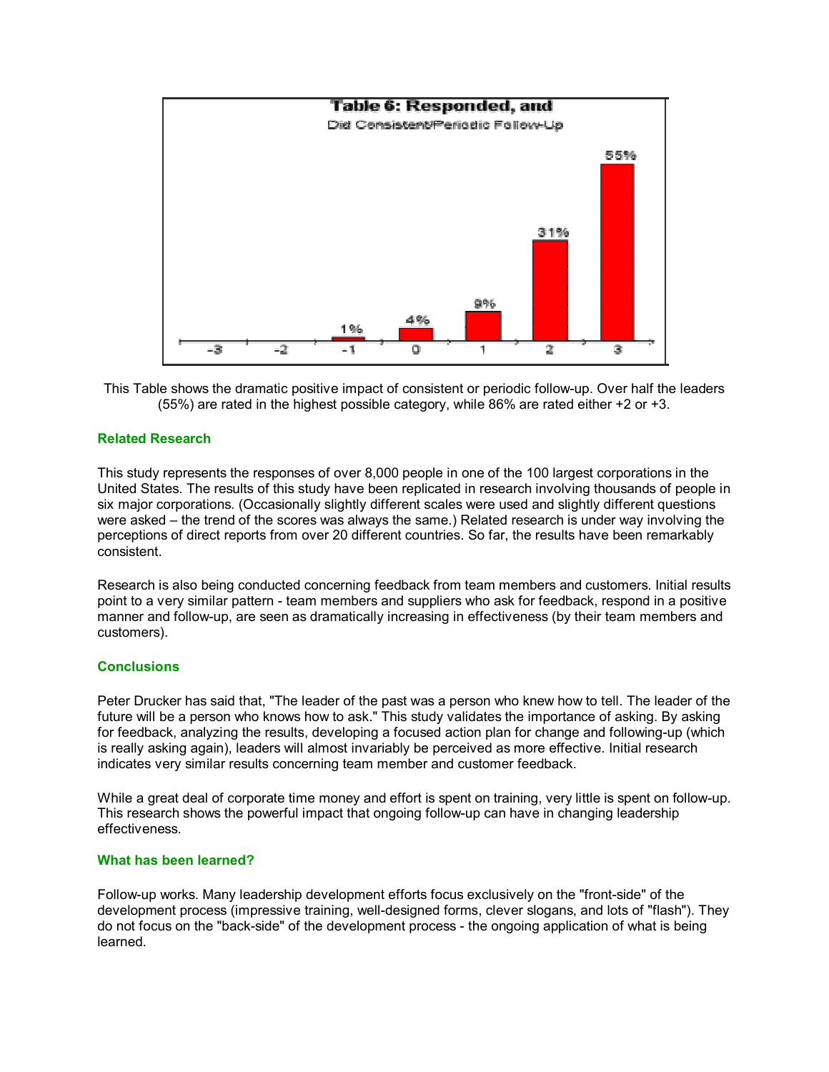**Table 6: Responded, and**

Did Consistent/Periodic Follow-Up

| -3 | -2 | -1 | 0 | 1 | 2 | 3 |
|---|---|---|---|---|---|---|
| | | 1% | 4% | 9% | 31% | 55% |

This Table shows the dramatic positive impact of consistent or periodic follow-up. Over half the leaders (55%) are rated in the highest possible category, while 86% are rated either +2 or +3.

### Related Research

This study represents the responses of over 8,000 people in one of the 100 largest corporations in the United States. The results of this study have been replicated in research involving thousands of people in six major corporations. (Occasionally slightly different scales were used and slightly different questions were asked – the trend of the scores was always the same.) Related research is under way involving the perceptions of direct reports from over 20 different countries. So far, the results have been remarkably consistent.

Research is also being conducted concerning feedback from team members and customers. Initial results point to a very similar pattern - team members and suppliers who ask for feedback, respond in a positive manner and follow-up, are seen as dramatically increasing in effectiveness (by their team members and customers).

### Conclusions

Peter Drucker has said that, "The leader of the past was a person who knew how to tell. The leader of the future will be a person who knows how to ask." This study validates the importance of asking. By asking for feedback, analyzing the results, developing a focused action plan for change and following-up (which is really asking again), leaders will almost invariably be perceived as more effective. Initial research indicates very similar results concerning team member and customer feedback.

While a great deal of corporate time money and effort is spent on training, very little is spent on follow-up. This research shows the powerful impact that ongoing follow-up can have in changing leadership effectiveness.

### What has been learned?

Follow-up works. Many leadership development efforts focus exclusively on the "front-side" of the development process (impressive training, well-designed forms, clever slogans, and lots of "flash"). They do not focus on the "back-side" of the development process - the ongoing application of what is being learned.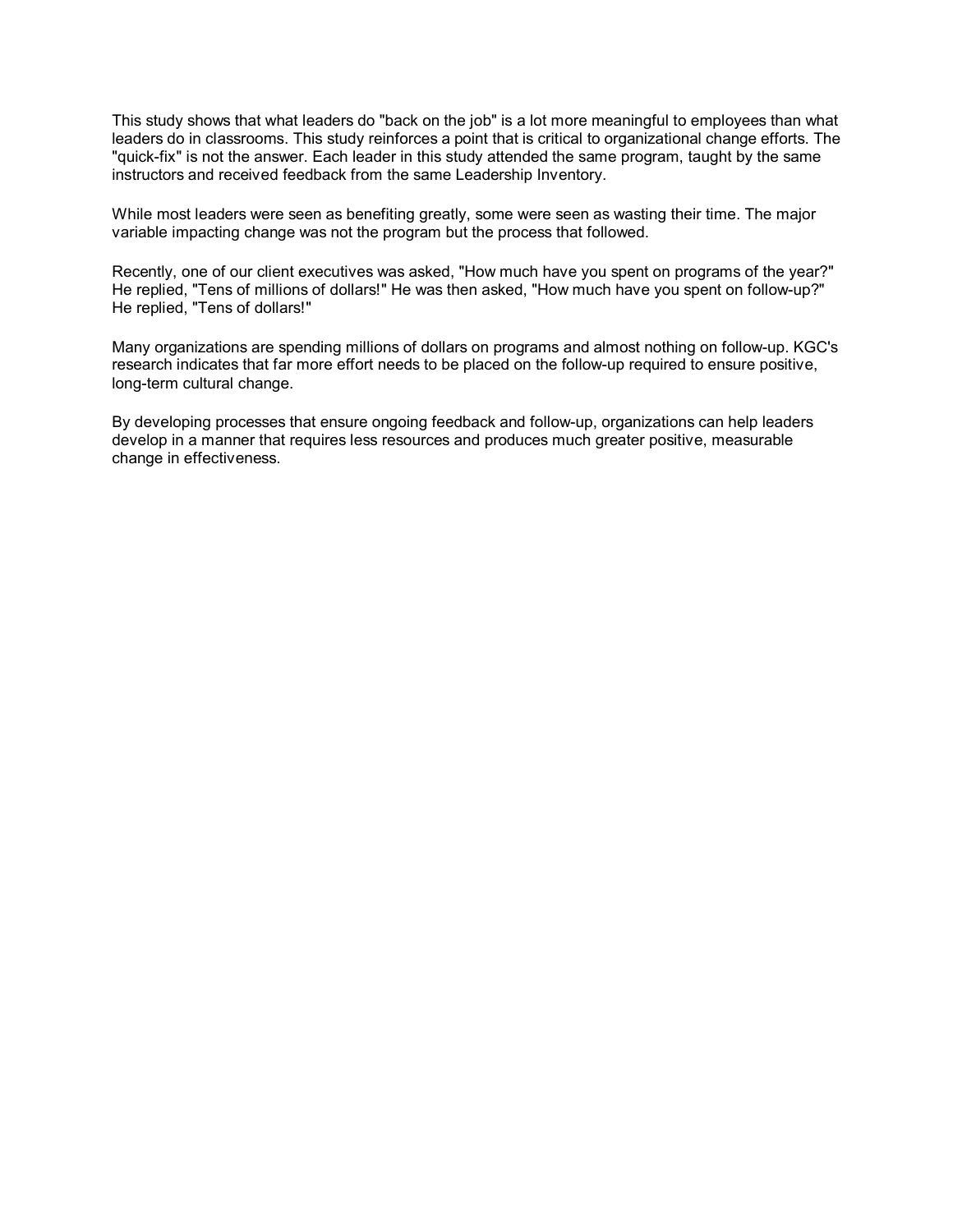This study shows that what leaders do "back on the job" is a lot more meaningful to employees than what leaders do in classrooms. This study reinforces a point that is critical to organizational change efforts. The "quick-fix" is not the answer. Each leader in this study attended the same program, taught by the same instructors and received feedback from the same Leadership Inventory.

While most leaders were seen as benefiting greatly, some were seen as wasting their time. The major variable impacting change was not the program but the process that followed.

Recently, one of our client executives was asked, "How much have you spent on programs of the year?" He replied, "Tens of millions of dollars!" He was then asked, "How much have you spent on follow-up?" He replied, "Tens of dollars!"

Many organizations are spending millions of dollars on programs and almost nothing on follow-up. KGC's research indicates that far more effort needs to be placed on the follow-up required to ensure positive, long-term cultural change.

By developing processes that ensure ongoing feedback and follow-up, organizations can help leaders develop in a manner that requires less resources and produces much greater positive, measurable change in effectiveness.